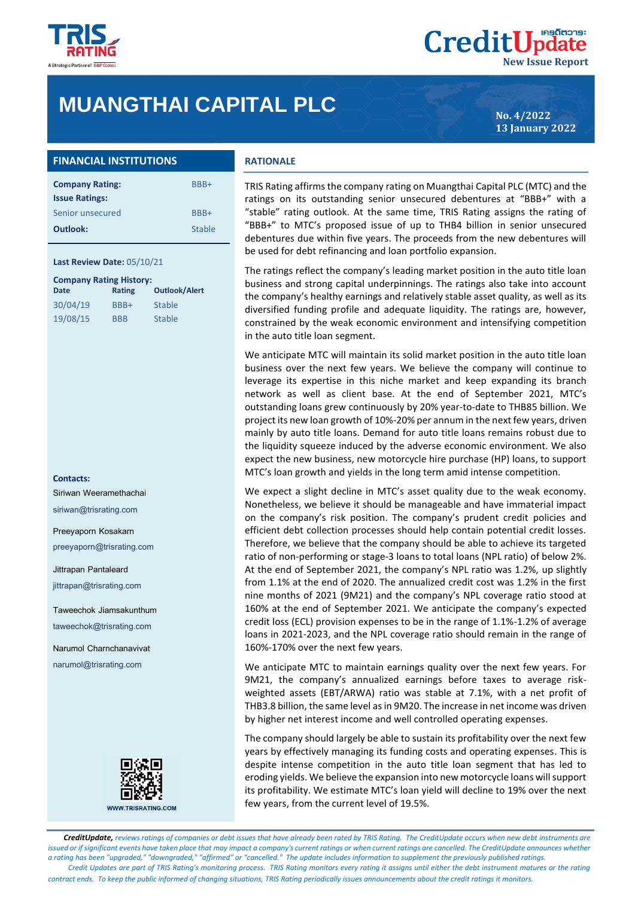# MUANGTHAI CAPITAL PLC

CreditUpdate
New Issue Report

No. 4/2022
13 January 2022

## FINANCIAL INSTITUTIONS

| | |
|---|---|
| **Company Rating:** | BBB+ |
| **Issue Ratings:** | |
| Senior unsecured | BBB+ |
| **Outlook:** | Stable |

**Last Review Date:** 05/10/21

**Company Rating History:**

| Date | Rating | Outlook/Alert |
|---|---|---|
| 30/04/19 | BBB+ | Stable |
| 19/08/15 | BBB | Stable |

**Contacts:**

Siriwan Weeramethachai
siriwan@trisrating.com

Preeyaporn Kosakarn
preeyaporn@trisrating.com

Jittrapan Pantaleard
jittrapan@trisrating.com

Taweechok Jiamsakunthum
taweechok@trisrating.com

Narumol Charnchanavivat
narumol@trisrating.com

WWW.TRISRATING.COM

## RATIONALE

TRIS Rating affirms the company rating on Muangthai Capital PLC (MTC) and the ratings on its outstanding senior unsecured debentures at "BBB+" with a "stable" rating outlook. At the same time, TRIS Rating assigns the rating of "BBB+" to MTC's proposed issue of up to THB4 billion in senior unsecured debentures due within five years. The proceeds from the new debentures will be used for debt refinancing and loan portfolio expansion.

The ratings reflect the company's leading market position in the auto title loan business and strong capital underpinnings. The ratings also take into account the company's healthy earnings and relatively stable asset quality, as well as its diversified funding profile and adequate liquidity. The ratings are, however, constrained by the weak economic environment and intensifying competition in the auto title loan segment.

We anticipate MTC will maintain its solid market position in the auto title loan business over the next few years. We believe the company will continue to leverage its expertise in this niche market and keep expanding its branch network as well as client base. At the end of September 2021, MTC's outstanding loans grew continuously by 20% year-to-date to THB85 billion. We project its new loan growth of 10%-20% per annum in the next few years, driven mainly by auto title loans. Demand for auto title loans remains robust due to the liquidity squeeze induced by the adverse economic environment. We also expect the new business, new motorcycle hire purchase (HP) loans, to support MTC's loan growth and yields in the long term amid intense competition.

We expect a slight decline in MTC's asset quality due to the weak economy. Nonetheless, we believe it should be manageable and have immaterial impact on the company's risk position. The company's prudent credit policies and efficient debt collection processes should help contain potential credit losses. Therefore, we believe that the company should be able to achieve its targeted ratio of non-performing or stage-3 loans to total loans (NPL ratio) of below 2%. At the end of September 2021, the company's NPL ratio was 1.2%, up slightly from 1.1% at the end of 2020. The annualized credit cost was 1.2% in the first nine months of 2021 (9M21) and the company's NPL coverage ratio stood at 160% at the end of September 2021. We anticipate the company's expected credit loss (ECL) provision expenses to be in the range of 1.1%-1.2% of average loans in 2021-2023, and the NPL coverage ratio should remain in the range of 160%-170% over the next few years.

We anticipate MTC to maintain earnings quality over the next few years. For 9M21, the company's annualized earnings before taxes to average risk-weighted assets (EBT/ARWA) ratio was stable at 7.1%, with a net profit of THB3.8 billion, the same level as in 9M20. The increase in net income was driven by higher net interest income and well controlled operating expenses.

The company should largely be able to sustain its profitability over the next few years by effectively managing its funding costs and operating expenses. This is despite intense competition in the auto title loan segment that has led to eroding yields. We believe the expansion into new motorcycle loans will support its profitability. We estimate MTC's loan yield will decline to 19% over the next few years, from the current level of 19.5%.

*CreditUpdate, reviews ratings of companies or debt issues that have already been rated by TRIS Rating. The CreditUpdate occurs when new debt instruments are issued or if significant events have taken place that may impact a company's current ratings or when current ratings are cancelled. The CreditUpdate announces whether a rating has been "upgraded," "downgraded," "affirmed" or "cancelled." The update includes information to supplement the previously published ratings.*
*Credit Updates are part of TRIS Rating's monitoring process. TRIS Rating monitors every rating it assigns until either the debt instrument matures or the rating contract ends. To keep the public informed of changing situations, TRIS Rating periodically issues announcements about the credit ratings it monitors.*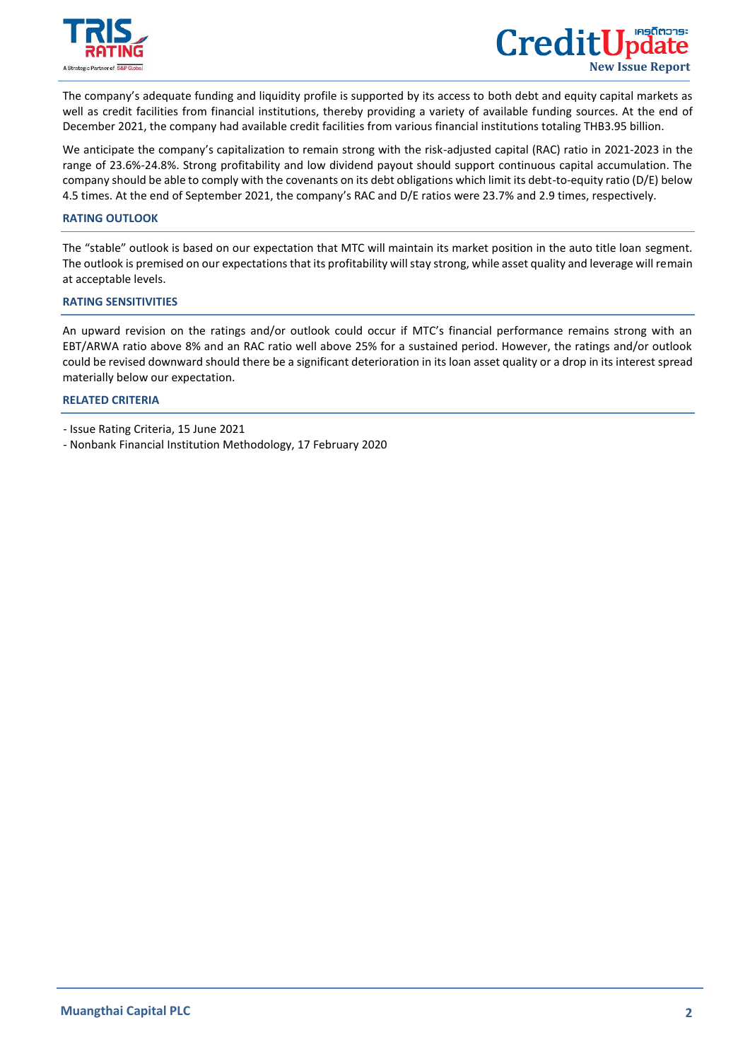The company's adequate funding and liquidity profile is supported by its access to both debt and equity capital markets as well as credit facilities from financial institutions, thereby providing a variety of available funding sources. At the end of December 2021, the company had available credit facilities from various financial institutions totaling THB3.95 billion.

We anticipate the company's capitalization to remain strong with the risk-adjusted capital (RAC) ratio in 2021-2023 in the range of 23.6%-24.8%. Strong profitability and low dividend payout should support continuous capital accumulation. The company should be able to comply with the covenants on its debt obligations which limit its debt-to-equity ratio (D/E) below 4.5 times. At the end of September 2021, the company's RAC and D/E ratios were 23.7% and 2.9 times, respectively.

## RATING OUTLOOK

The "stable" outlook is based on our expectation that MTC will maintain its market position in the auto title loan segment. The outlook is premised on our expectations that its profitability will stay strong, while asset quality and leverage will remain at acceptable levels.

## RATING SENSITIVITIES

An upward revision on the ratings and/or outlook could occur if MTC's financial performance remains strong with an EBT/ARWA ratio above 8% and an RAC ratio well above 25% for a sustained period. However, the ratings and/or outlook could be revised downward should there be a significant deterioration in its loan asset quality or a drop in its interest spread materially below our expectation.

## RELATED CRITERIA

- Issue Rating Criteria, 15 June 2021
- Nonbank Financial Institution Methodology, 17 February 2020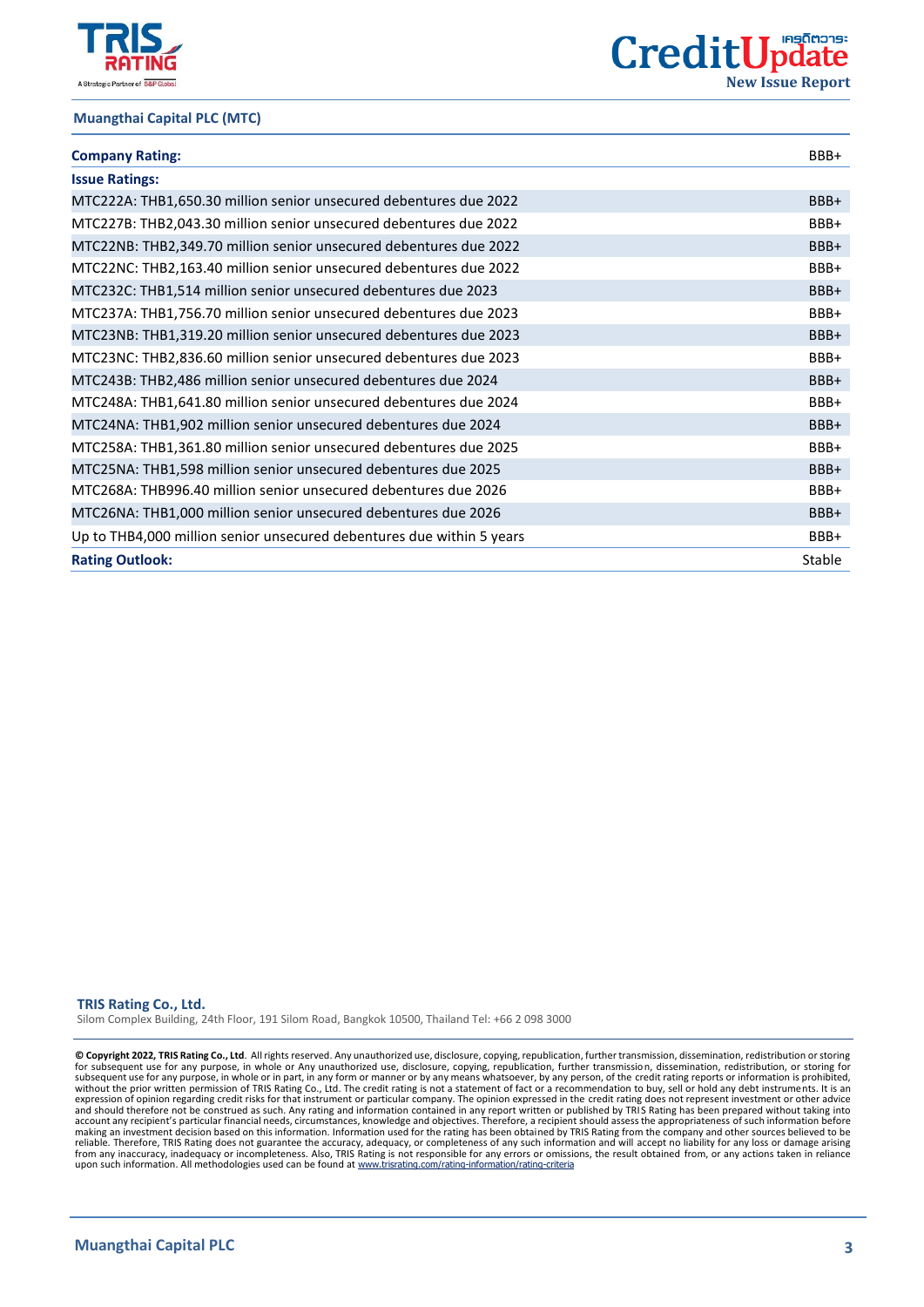**Muangthai Capital PLC (MTC)**

| | |
|---|---|
| **Company Rating:** | BBB+ |
| **Issue Ratings:** | |
| MTC222A: THB1,650.30 million senior unsecured debentures due 2022 | BBB+ |
| MTC227B: THB2,043.30 million senior unsecured debentures due 2022 | BBB+ |
| MTC22NB: THB2,349.70 million senior unsecured debentures due 2022 | BBB+ |
| MTC22NC: THB2,163.40 million senior unsecured debentures due 2022 | BBB+ |
| MTC232C: THB1,514 million senior unsecured debentures due 2023 | BBB+ |
| MTC237A: THB1,756.70 million senior unsecured debentures due 2023 | BBB+ |
| MTC23NB: THB1,319.20 million senior unsecured debentures due 2023 | BBB+ |
| MTC23NC: THB2,836.60 million senior unsecured debentures due 2023 | BBB+ |
| MTC243B: THB2,486 million senior unsecured debentures due 2024 | BBB+ |
| MTC248A: THB1,641.80 million senior unsecured debentures due 2024 | BBB+ |
| MTC24NA: THB1,902 million senior unsecured debentures due 2024 | BBB+ |
| MTC258A: THB1,361.80 million senior unsecured debentures due 2025 | BBB+ |
| MTC25NA: THB1,598 million senior unsecured debentures due 2025 | BBB+ |
| MTC268A: THB996.40 million senior unsecured debentures due 2026 | BBB+ |
| MTC26NA: THB1,000 million senior unsecured debentures due 2026 | BBB+ |
| Up to THB4,000 million senior unsecured debentures due within 5 years | BBB+ |
| **Rating Outlook:** | Stable |

**TRIS Rating Co., Ltd.**
Silom Complex Building, 24th Floor, 191 Silom Road, Bangkok 10500, Thailand Tel: +66 2 098 3000

**© Copyright 2022, TRIS Rating Co., Ltd**. All rights reserved. Any unauthorized use, disclosure, copying, republication, further transmission, dissemination, redistribution or storing for subsequent use for any purpose, in whole or Any unauthorized use, disclosure, copying, republication, further transmission, dissemination, redistribution, or storing for subsequent use for any purpose, in whole or in part, in any form or manner or by any means whatsoever, by any person, of the credit rating reports or information is prohibited, without the prior written permission of TRIS Rating Co., Ltd. The credit rating is not a statement of fact or a recommendation to buy, sell or hold any debt instruments. It is an expression of opinion regarding credit risks for that instrument or particular company. The opinion expressed in the credit rating does not represent investment or other advice and should therefore not be construed as such. Any rating and information contained in any report written or published by TRIS Rating has been prepared without taking into account any recipient's particular financial needs, circumstances, knowledge and objectives. Therefore, a recipient should assess the appropriateness of such information before making an investment decision based on this information. Information used for the rating has been obtained by TRIS Rating from the company and other sources believed to be reliable. Therefore, TRIS Rating does not guarantee the accuracy, adequacy, or completeness of any such information and will accept no liability for any loss or damage arising from any inaccuracy, inadequacy or incompleteness. Also, TRIS Rating is not responsible for any errors or omissions, the result obtained from, or any actions taken in reliance upon such information. All methodologies used can be found at www.trisrating.com/rating-information/rating-criteria